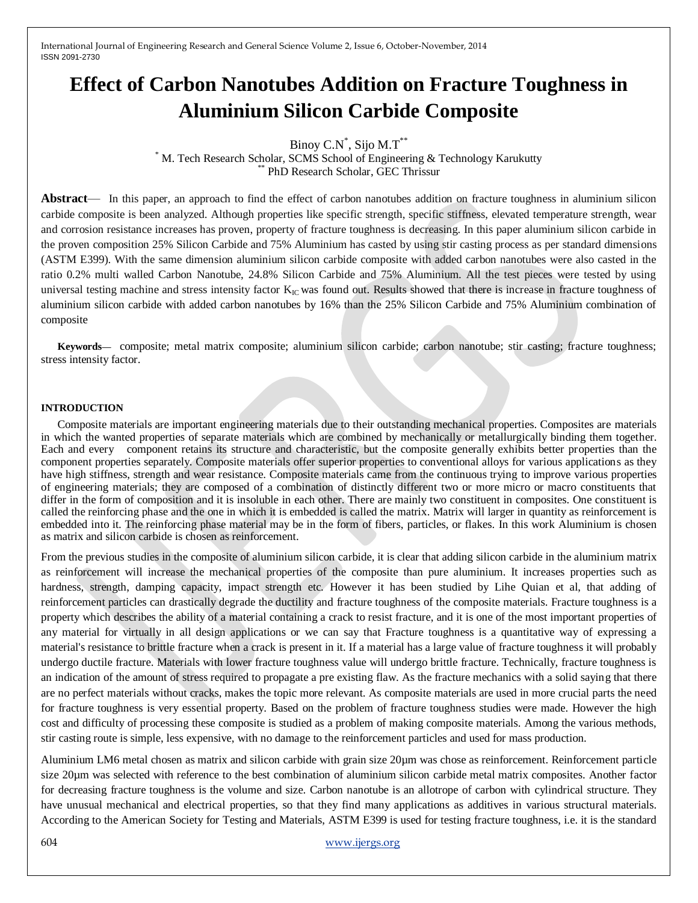# Effect of Carbon Nanotubes Addition on Fracture Toughness in Aluminium Silicon Carbide Composite

Binoy C.N[*], Sijo M.T[**]

[*] M. Tech Research Scholar, SCMS School of Engineering & Technology Karukutty

[**] PhD Research Scholar, GEC Thrissur

**Abstract**— In this paper, an approach to find the effect of carbon nanotubes addition on fracture toughness in aluminium silicon carbide composite is been analyzed. Although properties like specific strength, specific stiffness, elevated temperature strength, wear and corrosion resistance increases has proven, property of fracture toughness is decreasing. In this paper aluminium silicon carbide in the proven composition 25% Silicon Carbide and 75% Aluminium has casted by using stir casting process as per standard dimensions (ASTM E399). With the same dimension aluminium silicon carbide composite with added carbon nanotubes were also casted in the ratio 0.2% multi walled Carbon Nanotube, 24.8% Silicon Carbide and 75% Aluminium. All the test pieces were tested by using universal testing machine and stress intensity factor $K_{IC}$ was found out. Results showed that there is increase in fracture toughness of aluminium silicon carbide with added carbon nanotubes by 16% than the 25% Silicon Carbide and 75% Aluminium combination of composite

**Keywords**— composite; metal matrix composite; aluminium silicon carbide; carbon nanotube; stir casting; fracture toughness; stress intensity factor.

## INTRODUCTION

Composite materials are important engineering materials due to their outstanding mechanical properties. Composites are materials in which the wanted properties of separate materials which are combined by mechanically or metallurgically binding them together. Each and every component retains its structure and characteristic, but the composite generally exhibits better properties than the component properties separately. Composite materials offer superior properties to conventional alloys for various applications as they have high stiffness, strength and wear resistance. Composite materials came from the continuous trying to improve various properties of engineering materials; they are composed of a combination of distinctly different two or more micro or macro constituents that differ in the form of composition and it is insoluble in each other. There are mainly two constituent in composites. One constituent is called the reinforcing phase and the one in which it is embedded is called the matrix. Matrix will larger in quantity as reinforcement is embedded into it. The reinforcing phase material may be in the form of fibers, particles, or flakes. In this work Aluminium is chosen as matrix and silicon carbide is chosen as reinforcement.

From the previous studies in the composite of aluminium silicon carbide, it is clear that adding silicon carbide in the aluminium matrix as reinforcement will increase the mechanical properties of the composite than pure aluminium. It increases properties such as hardness, strength, damping capacity, impact strength etc. However it has been studied by Lihe Quian et al, that adding of reinforcement particles can drastically degrade the ductility and fracture toughness of the composite materials. Fracture toughness is a property which describes the ability of a material containing a crack to resist fracture, and it is one of the most important properties of any material for virtually in all design applications or we can say that Fracture toughness is a quantitative way of expressing a material's resistance to brittle fracture when a crack is present in it. If a material has a large value of fracture toughness it will probably undergo ductile fracture. Materials with lower fracture toughness value will undergo brittle fracture. Technically, fracture toughness is an indication of the amount of stress required to propagate a pre existing flaw. As the fracture mechanics with a solid saying that there are no perfect materials without cracks, makes the topic more relevant. As composite materials are used in more crucial parts the need for fracture toughness is very essential property. Based on the problem of fracture toughness studies were made. However the high cost and difficulty of processing these composite is studied as a problem of making composite materials. Among the various methods, stir casting route is simple, less expensive, with no damage to the reinforcement particles and used for mass production.

Aluminium LM6 metal chosen as matrix and silicon carbide with grain size 20μm was chose as reinforcement. Reinforcement particle size 20μm was selected with reference to the best combination of aluminium silicon carbide metal matrix composites. Another factor for decreasing fracture toughness is the volume and size. Carbon nanotube is an allotrope of carbon with cylindrical structure. They have unusual mechanical and electrical properties, so that they find many applications as additives in various structural materials. According to the American Society for Testing and Materials, ASTM E399 is used for testing fracture toughness, i.e. it is the standard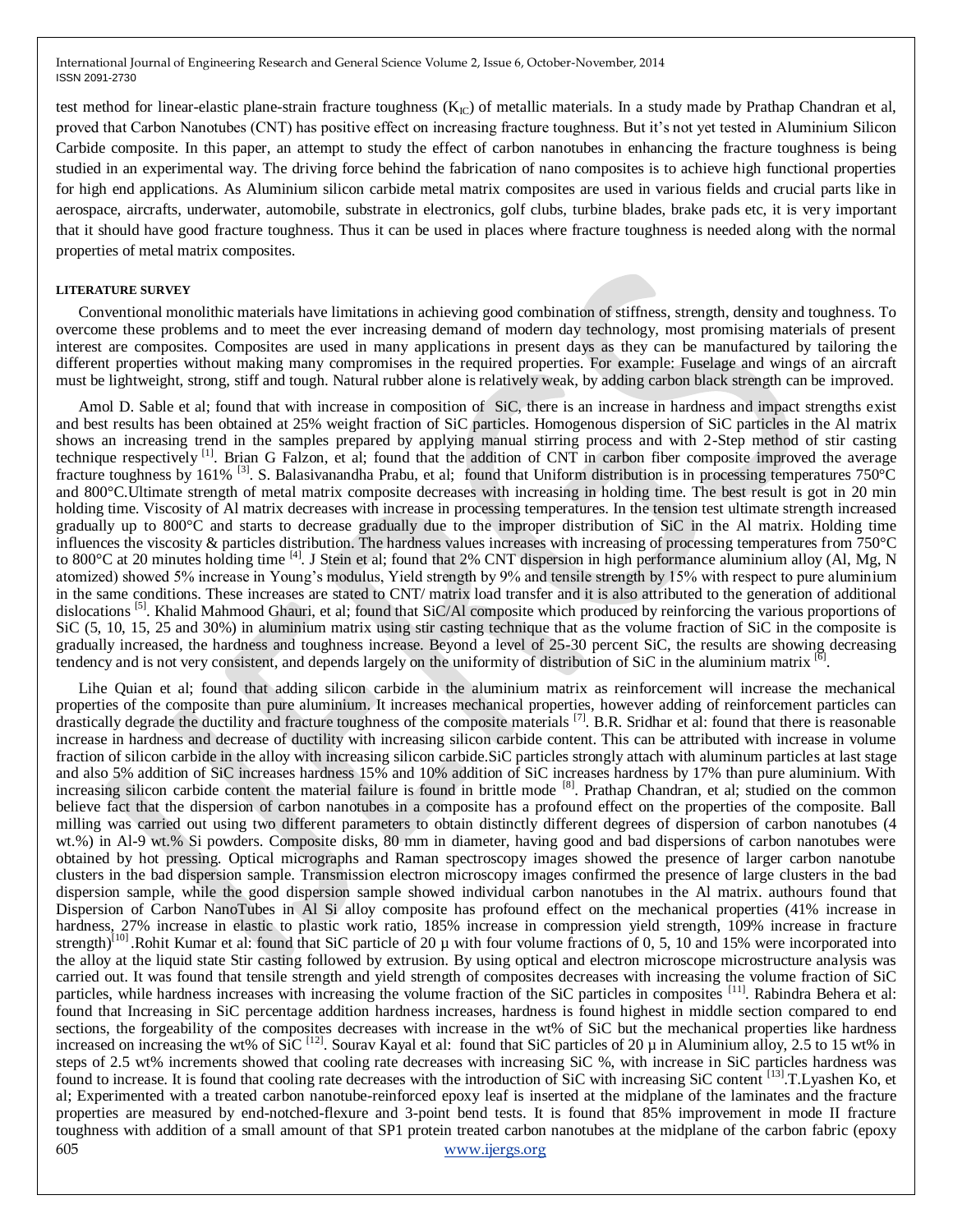test method for linear-elastic plane-strain fracture toughness ($K_{IC}$) of metallic materials. In a study made by Prathap Chandran et al, proved that Carbon Nanotubes (CNT) has positive effect on increasing fracture toughness. But it's not yet tested in Aluminium Silicon Carbide composite. In this paper, an attempt to study the effect of carbon nanotubes in enhancing the fracture toughness is being studied in an experimental way. The driving force behind the fabrication of nano composites is to achieve high functional properties for high end applications. As Aluminium silicon carbide metal matrix composites are used in various fields and crucial parts like in aerospace, aircrafts, underwater, automobile, substrate in electronics, golf clubs, turbine blades, brake pads etc, it is very important that it should have good fracture toughness. Thus it can be used in places where fracture toughness is needed along with the normal properties of metal matrix composites.

**LITERATURE SURVEY**

Conventional monolithic materials have limitations in achieving good combination of stiffness, strength, density and toughness. To overcome these problems and to meet the ever increasing demand of modern day technology, most promising materials of present interest are composites. Composites are used in many applications in present days as they can be manufactured by tailoring the different properties without making many compromises in the required properties. For example: Fuselage and wings of an aircraft must be lightweight, strong, stiff and tough. Natural rubber alone is relatively weak, by adding carbon black strength can be improved.

Amol D. Sable et al; found that with increase in composition of SiC, there is an increase in hardness and impact strengths exist and best results has been obtained at 25% weight fraction of SiC particles. Homogenous dispersion of SiC particles in the Al matrix shows an increasing trend in the samples prepared by applying manual stirring process and with 2-Step method of stir casting technique respectively [1]. Brian G Falzon, et al; found that the addition of CNT in carbon fiber composite improved the average fracture toughness by 161% [3]. S. Balasivanandha Prabu, et al; found that Uniform distribution is in processing temperatures 750°C and 800°C.Ultimate strength of metal matrix composite decreases with increasing in holding time. The best result is got in 20 min holding time. Viscosity of Al matrix decreases with increase in processing temperatures. In the tension test ultimate strength increased gradually up to 800°C and starts to decrease gradually due to the improper distribution of SiC in the Al matrix. Holding time influences the viscosity & particles distribution. The hardness values increases with increasing of processing temperatures from 750°C to 800°C at 20 minutes holding time [4]. J Stein et al; found that 2% CNT dispersion in high performance aluminium alloy (Al, Mg, N atomized) showed 5% increase in Young's modulus, Yield strength by 9% and tensile strength by 15% with respect to pure aluminium in the same conditions. These increases are stated to CNT/ matrix load transfer and it is also attributed to the generation of additional dislocations [5]. Khalid Mahmood Ghauri, et al; found that SiC/Al composite which produced by reinforcing the various proportions of SiC (5, 10, 15, 25 and 30%) in aluminium matrix using stir casting technique that as the volume fraction of SiC in the composite is gradually increased, the hardness and toughness increase. Beyond a level of 25-30 percent SiC, the results are showing decreasing tendency and is not very consistent, and depends largely on the uniformity of distribution of SiC in the aluminium matrix [6].

Lihe Quian et al; found that adding silicon carbide in the aluminium matrix as reinforcement will increase the mechanical properties of the composite than pure aluminium. It increases mechanical properties, however adding of reinforcement particles can drastically degrade the ductility and fracture toughness of the composite materials [7]. B.R. Sridhar et al: found that there is reasonable increase in hardness and decrease of ductility with increasing silicon carbide content. This can be attributed with increase in volume fraction of silicon carbide in the alloy with increasing silicon carbide.SiC particles strongly attach with aluminum particles at last stage and also 5% addition of SiC increases hardness 15% and 10% addition of SiC increases hardness by 17% than pure aluminium. With increasing silicon carbide content the material failure is found in brittle mode [8]. Prathap Chandran, et al; studied on the common believe fact that the dispersion of carbon nanotubes in a composite has a profound effect on the properties of the composite. Ball milling was carried out using two different parameters to obtain distinctly different degrees of dispersion of carbon nanotubes (4 wt.%) in Al-9 wt.% Si powders. Composite disks, 80 mm in diameter, having good and bad dispersions of carbon nanotubes were obtained by hot pressing. Optical micrographs and Raman spectroscopy images showed the presence of larger carbon nanotube clusters in the bad dispersion sample. Transmission electron microscopy images confirmed the presence of large clusters in the bad dispersion sample, while the good dispersion sample showed individual carbon nanotubes in the Al matrix. authours found that Dispersion of Carbon NanoTubes in Al Si alloy composite has profound effect on the mechanical properties (41% increase in hardness, 27% increase in elastic to plastic work ratio, 185% increase in compression yield strength, 109% increase in fracture strength)[10] .Rohit Kumar et al: found that SiC particle of 20 µ with four volume fractions of 0, 5, 10 and 15% were incorporated into the alloy at the liquid state Stir casting followed by extrusion. By using optical and electron microscope microstructure analysis was carried out. It was found that tensile strength and yield strength of composites decreases with increasing the volume fraction of SiC particles, while hardness increases with increasing the volume fraction of the SiC particles in composites [11]. Rabindra Behera et al: found that Increasing in SiC percentage addition hardness increases, hardness is found highest in middle section compared to end sections, the forgeability of the composites decreases with increase in the wt% of SiC but the mechanical properties like hardness increased on increasing the wt% of SiC [12]. Sourav Kayal et al: found that SiC particles of 20 µ in Aluminium alloy, 2.5 to 15 wt% in steps of 2.5 wt% increments showed that cooling rate decreases with increasing SiC %, with increase in SiC particles hardness was found to increase. It is found that cooling rate decreases with the introduction of SiC with increasing SiC content [13].T.Lyashen Ko, et al; Experimented with a treated carbon nanotube-reinforced epoxy leaf is inserted at the midplane of the laminates and the fracture properties are measured by end-notched-flexure and 3-point bend tests. It is found that 85% improvement in mode II fracture toughness with addition of a small amount of that SP1 protein treated carbon nanotubes at the midplane of the carbon fabric (epoxy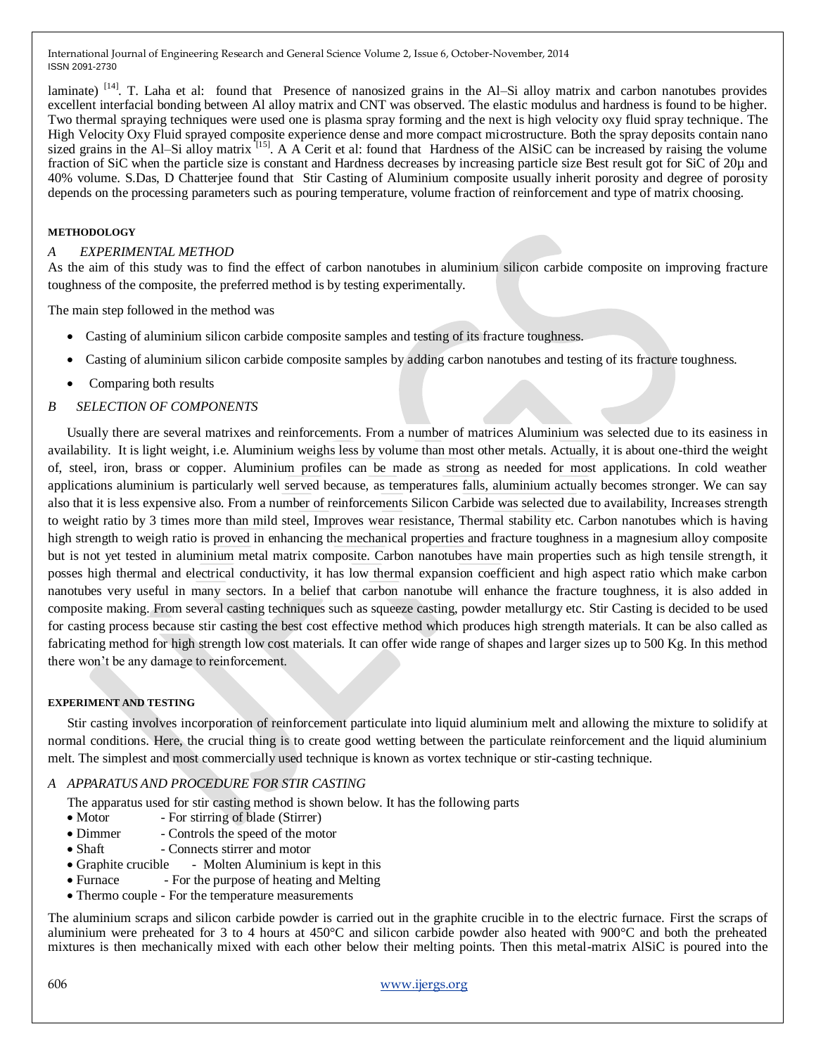laminate) [14]. T. Laha et al: found that Presence of nanosized grains in the Al–Si alloy matrix and carbon nanotubes provides excellent interfacial bonding between Al alloy matrix and CNT was observed. The elastic modulus and hardness is found to be higher. Two thermal spraying techniques were used one is plasma spray forming and the next is high velocity oxy fluid spray technique. The High Velocity Oxy Fluid sprayed composite experience dense and more compact microstructure. Both the spray deposits contain nano sized grains in the Al–Si alloy matrix [15]. A A Cerit et al: found that Hardness of the AlSiC can be increased by raising the volume fraction of SiC when the particle size is constant and Hardness decreases by increasing particle size Best result got for SiC of 20µ and 40% volume. S.Das, D Chatterjee found that Stir Casting of Aluminium composite usually inherit porosity and degree of porosity depends on the processing parameters such as pouring temperature, volume fraction of reinforcement and type of matrix choosing.

## METHODOLOGY

### *A EXPERIMENTAL METHOD*

As the aim of this study was to find the effect of carbon nanotubes in aluminium silicon carbide composite on improving fracture toughness of the composite, the preferred method is by testing experimentally.

The main step followed in the method was

- Casting of aluminium silicon carbide composite samples and testing of its fracture toughness.
- Casting of aluminium silicon carbide composite samples by adding carbon nanotubes and testing of its fracture toughness.
- Comparing both results

### *B SELECTION OF COMPONENTS*

Usually there are several matrixes and reinforcements. From a number of matrices Aluminium was selected due to its easiness in availability. It is light weight, i.e. Aluminium weighs less by volume than most other metals. Actually, it is about one-third the weight of, steel, iron, brass or copper. Aluminium profiles can be made as strong as needed for most applications. In cold weather applications aluminium is particularly well served because, as temperatures falls, aluminium actually becomes stronger. We can say also that it is less expensive also. From a number of reinforcements Silicon Carbide was selected due to availability, Increases strength to weight ratio by 3 times more than mild steel, Improves wear resistance, Thermal stability etc. Carbon nanotubes which is having high strength to weigh ratio is proved in enhancing the mechanical properties and fracture toughness in a magnesium alloy composite but is not yet tested in aluminium metal matrix composite. Carbon nanotubes have main properties such as high tensile strength, it posses high thermal and electrical conductivity, it has low thermal expansion coefficient and high aspect ratio which make carbon nanotubes very useful in many sectors. In a belief that carbon nanotube will enhance the fracture toughness, it is also added in composite making. From several casting techniques such as squeeze casting, powder metallurgy etc. Stir Casting is decided to be used for casting process because stir casting the best cost effective method which produces high strength materials. It can be also called as fabricating method for high strength low cost materials. It can offer wide range of shapes and larger sizes up to 500 Kg. In this method there won't be any damage to reinforcement.

## EXPERIMENT AND TESTING

Stir casting involves incorporation of reinforcement particulate into liquid aluminium melt and allowing the mixture to solidify at normal conditions. Here, the crucial thing is to create good wetting between the particulate reinforcement and the liquid aluminium melt. The simplest and most commercially used technique is known as vortex technique or stir-casting technique.

### *A APPARATUS AND PROCEDURE FOR STIR CASTING*

The apparatus used for stir casting method is shown below. It has the following parts

- Motor - For stirring of blade (Stirrer)
- Dimmer - Controls the speed of the motor
- Shaft - Connects stirrer and motor
- Graphite crucible - Molten Aluminium is kept in this
- Furnace - For the purpose of heating and Melting
- Thermo couple - For the temperature measurements

The aluminium scraps and silicon carbide powder is carried out in the graphite crucible in to the electric furnace. First the scraps of aluminium were preheated for 3 to 4 hours at 450°C and silicon carbide powder also heated with 900°C and both the preheated mixtures is then mechanically mixed with each other below their melting points. Then this metal-matrix AlSiC is poured into the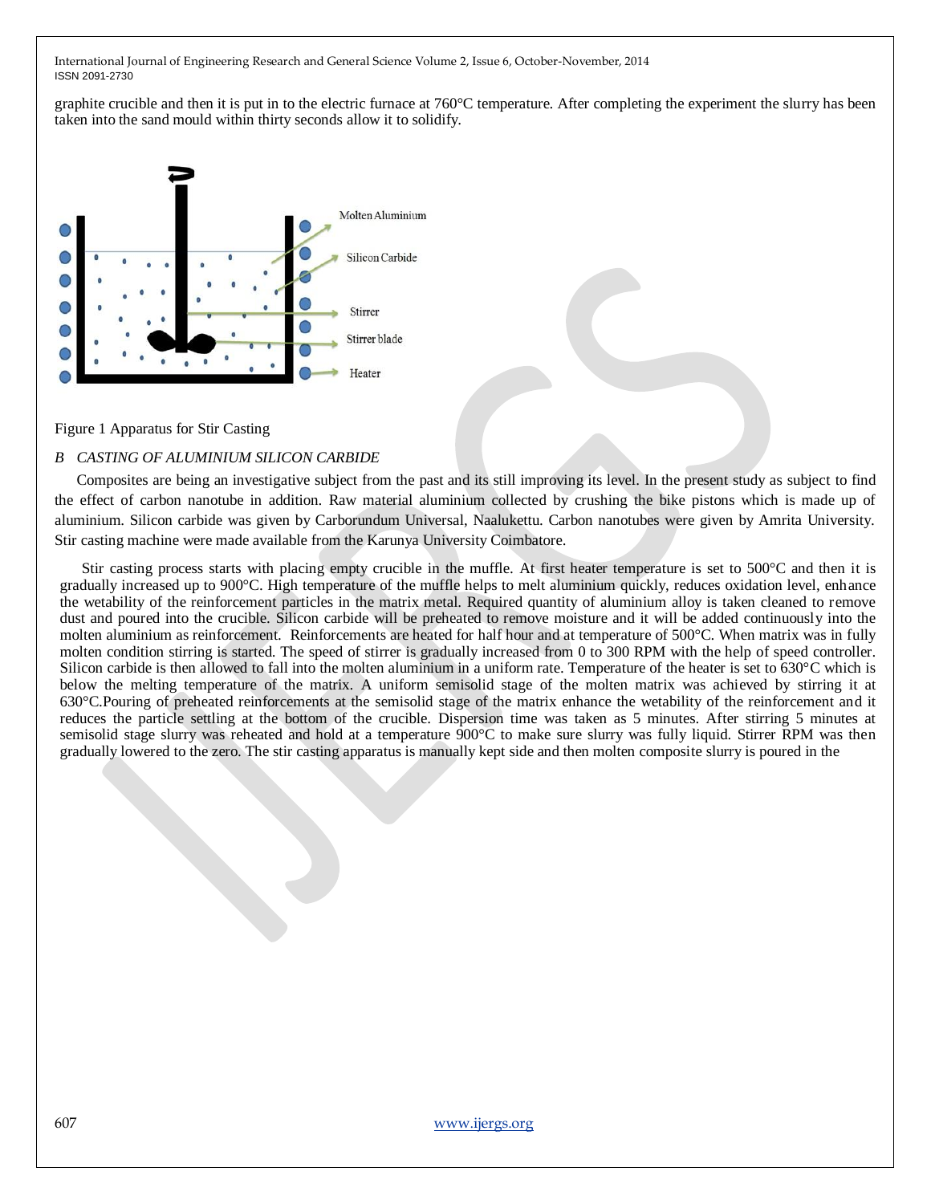graphite crucible and then it is put in to the electric furnace at 760°C temperature. After completing the experiment the slurry has been taken into the sand mould within thirty seconds allow it to solidify.

Figure 1 Apparatus for Stir Casting

### *B CASTING OF ALUMINIUM SILICON CARBIDE*

Composites are being an investigative subject from the past and its still improving its level. In the present study as subject to find the effect of carbon nanotube in addition. Raw material aluminium collected by crushing the bike pistons which is made up of aluminium. Silicon carbide was given by Carborundum Universal, Naalukettu. Carbon nanotubes were given by Amrita University. Stir casting machine were made available from the Karunya University Coimbatore.

Stir casting process starts with placing empty crucible in the muffle. At first heater temperature is set to 500°C and then it is gradually increased up to 900°C. High temperature of the muffle helps to melt aluminium quickly, reduces oxidation level, enhance the wetability of the reinforcement particles in the matrix metal. Required quantity of aluminium alloy is taken cleaned to remove dust and poured into the crucible. Silicon carbide will be preheated to remove moisture and it will be added continuously into the molten aluminium as reinforcement. Reinforcements are heated for half hour and at temperature of 500°C. When matrix was in fully molten condition stirring is started. The speed of stirrer is gradually increased from 0 to 300 RPM with the help of speed controller. Silicon carbide is then allowed to fall into the molten aluminium in a uniform rate. Temperature of the heater is set to 630°C which is below the melting temperature of the matrix. A uniform semisolid stage of the molten matrix was achieved by stirring it at 630°C.Pouring of preheated reinforcements at the semisolid stage of the matrix enhance the wetability of the reinforcement and it reduces the particle settling at the bottom of the crucible. Dispersion time was taken as 5 minutes. After stirring 5 minutes at semisolid stage slurry was reheated and hold at a temperature 900°C to make sure slurry was fully liquid. Stirrer RPM was then gradually lowered to the zero. The stir casting apparatus is manually kept side and then molten composite slurry is poured in the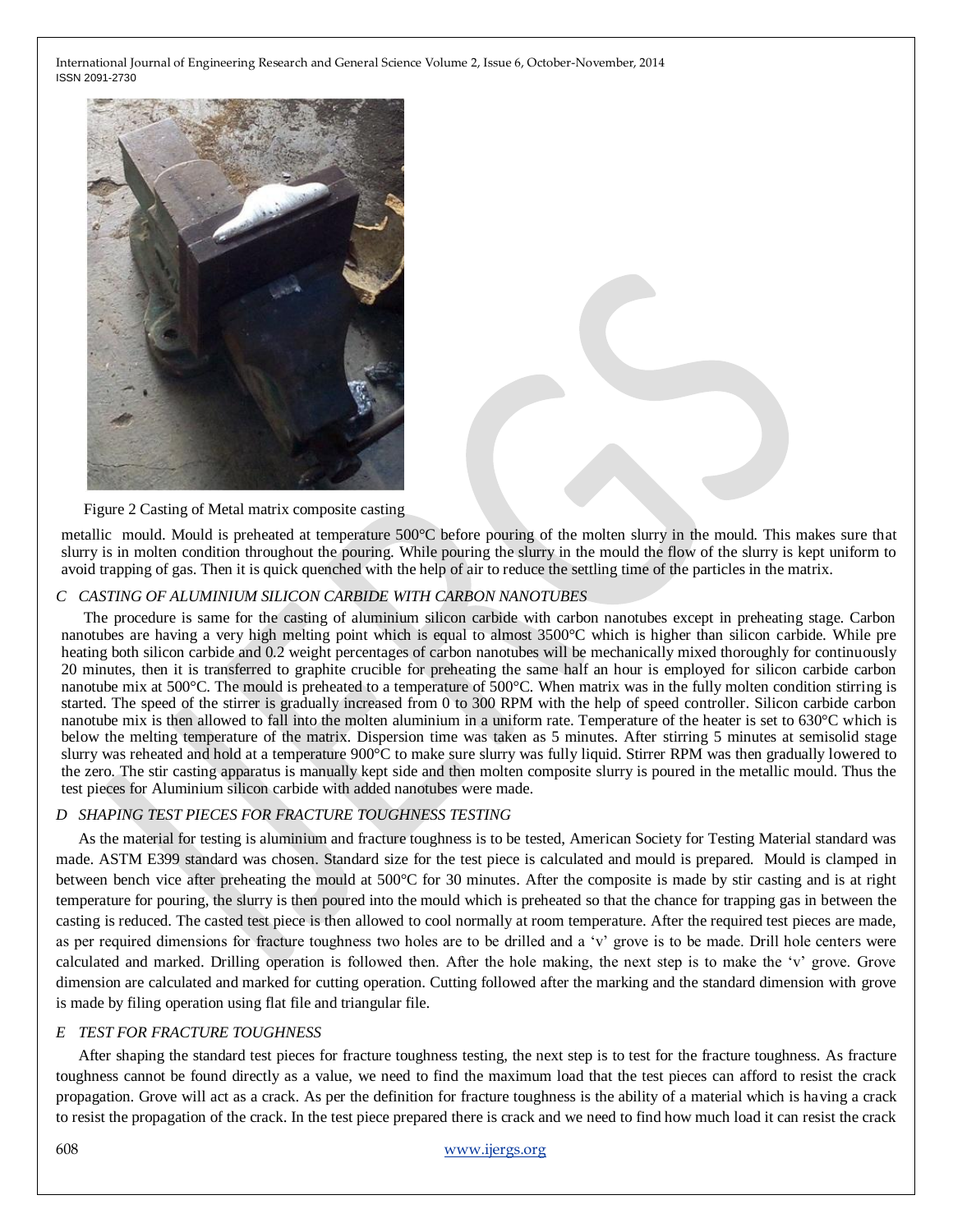Figure 2 Casting of Metal matrix composite casting

metallic mould. Mould is preheated at temperature 500°C before pouring of the molten slurry in the mould. This makes sure that slurry is in molten condition throughout the pouring. While pouring the slurry in the mould the flow of the slurry is kept uniform to avoid trapping of gas. Then it is quick quenched with the help of air to reduce the settling time of the particles in the matrix.

### *C CASTING OF ALUMINIUM SILICON CARBIDE WITH CARBON NANOTUBES*

The procedure is same for the casting of aluminium silicon carbide with carbon nanotubes except in preheating stage. Carbon nanotubes are having a very high melting point which is equal to almost 3500°C which is higher than silicon carbide. While pre heating both silicon carbide and 0.2 weight percentages of carbon nanotubes will be mechanically mixed thoroughly for continuously 20 minutes, then it is transferred to graphite crucible for preheating the same half an hour is employed for silicon carbide carbon nanotube mix at 500°C. The mould is preheated to a temperature of 500°C. When matrix was in the fully molten condition stirring is started. The speed of the stirrer is gradually increased from 0 to 300 RPM with the help of speed controller. Silicon carbide carbon nanotube mix is then allowed to fall into the molten aluminium in a uniform rate. Temperature of the heater is set to 630°C which is below the melting temperature of the matrix. Dispersion time was taken as 5 minutes. After stirring 5 minutes at semisolid stage slurry was reheated and hold at a temperature 900°C to make sure slurry was fully liquid. Stirrer RPM was then gradually lowered to the zero. The stir casting apparatus is manually kept side and then molten composite slurry is poured in the metallic mould. Thus the test pieces for Aluminium silicon carbide with added nanotubes were made.

### *D SHAPING TEST PIECES FOR FRACTURE TOUGHNESS TESTING*

As the material for testing is aluminium and fracture toughness is to be tested, American Society for Testing Material standard was made. ASTM E399 standard was chosen. Standard size for the test piece is calculated and mould is prepared. Mould is clamped in between bench vice after preheating the mould at 500°C for 30 minutes. After the composite is made by stir casting and is at right temperature for pouring, the slurry is then poured into the mould which is preheated so that the chance for trapping gas in between the casting is reduced. The casted test piece is then allowed to cool normally at room temperature. After the required test pieces are made, as per required dimensions for fracture toughness two holes are to be drilled and a 'v' grove is to be made. Drill hole centers were calculated and marked. Drilling operation is followed then. After the hole making, the next step is to make the 'v' grove. Grove dimension are calculated and marked for cutting operation. Cutting followed after the marking and the standard dimension with grove is made by filing operation using flat file and triangular file.

### *E TEST FOR FRACTURE TOUGHNESS*

After shaping the standard test pieces for fracture toughness testing, the next step is to test for the fracture toughness. As fracture toughness cannot be found directly as a value, we need to find the maximum load that the test pieces can afford to resist the crack propagation. Grove will act as a crack. As per the definition for fracture toughness is the ability of a material which is having a crack to resist the propagation of the crack. In the test piece prepared there is crack and we need to find how much load it can resist the crack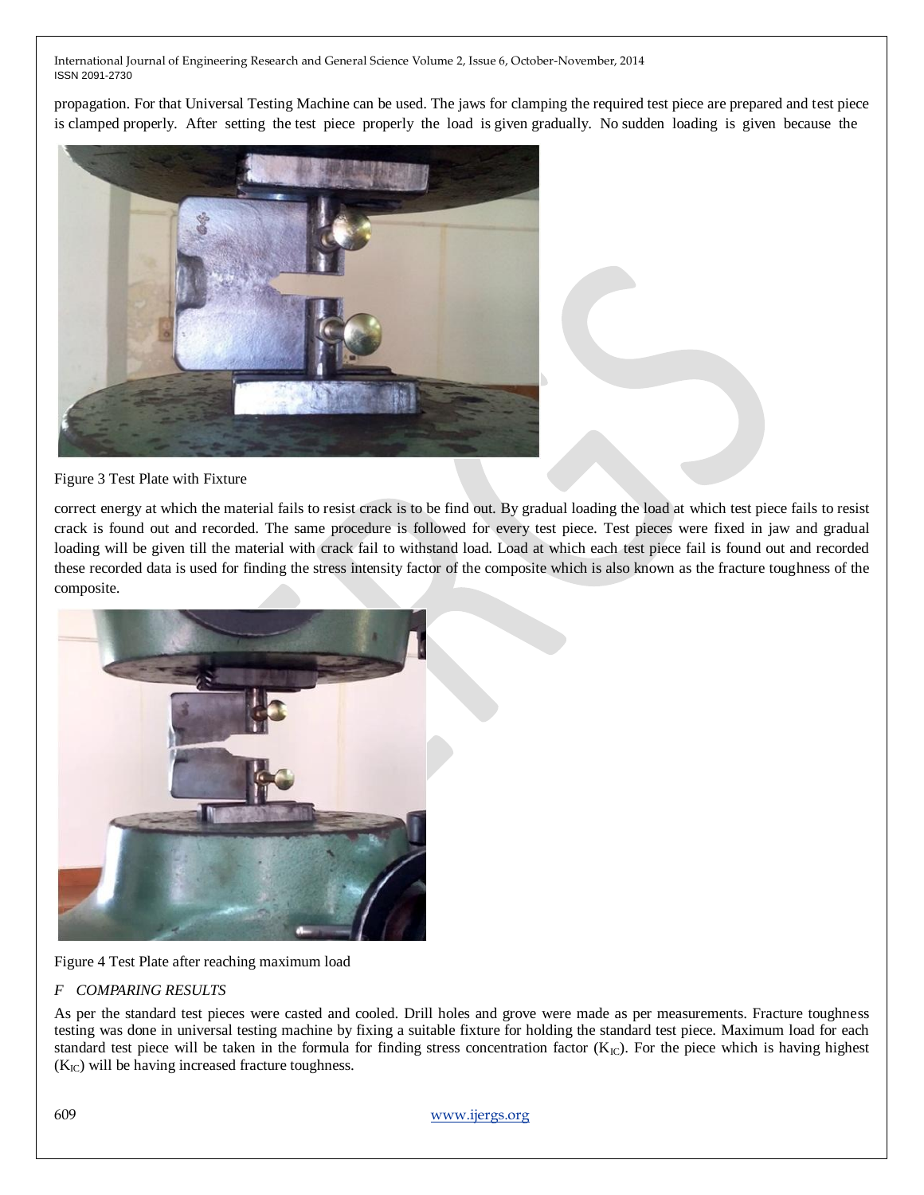propagation. For that Universal Testing Machine can be used. The jaws for clamping the required test piece are prepared and test piece is clamped properly. After setting the test piece properly the load is given gradually. No sudden loading is given because the

Figure 3 Test Plate with Fixture

correct energy at which the material fails to resist crack is to be find out. By gradual loading the load at which test piece fails to resist crack is found out and recorded. The same procedure is followed for every test piece. Test pieces were fixed in jaw and gradual loading will be given till the material with crack fail to withstand load. Load at which each test piece fail is found out and recorded these recorded data is used for finding the stress intensity factor of the composite which is also known as the fracture toughness of the composite.

Figure 4 Test Plate after reaching maximum load

*F COMPARING RESULTS*

As per the standard test pieces were casted and cooled. Drill holes and grove were made as per measurements. Fracture toughness testing was done in universal testing machine by fixing a suitable fixture for holding the standard test piece. Maximum load for each standard test piece will be taken in the formula for finding stress concentration factor ($K_{IC}$). For the piece which is having highest ($K_{IC}$) will be having increased fracture toughness.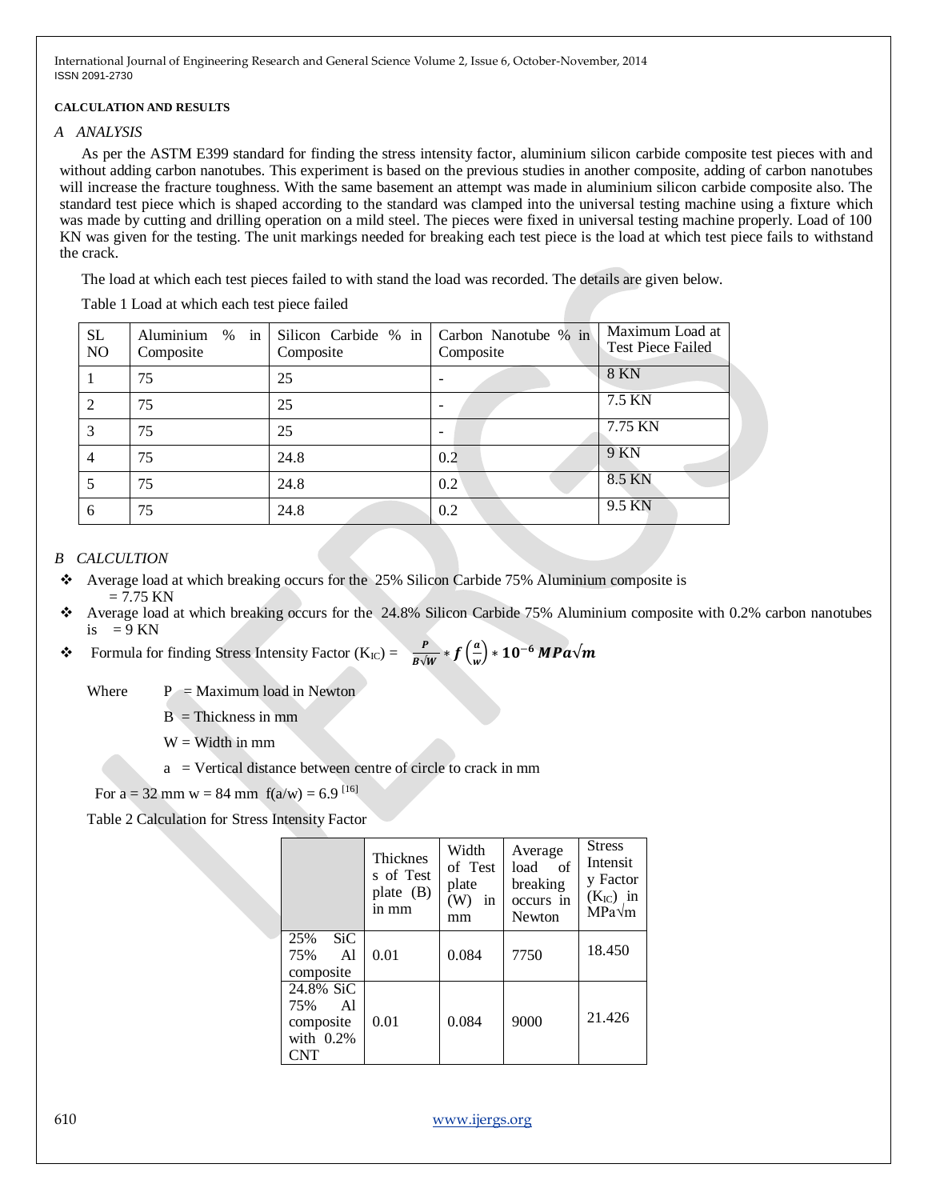**CALCULATION AND RESULTS**

*A ANALYSIS*

As per the ASTM E399 standard for finding the stress intensity factor, aluminium silicon carbide composite test pieces with and without adding carbon nanotubes. This experiment is based on the previous studies in another composite, adding of carbon nanotubes will increase the fracture toughness. With the same basement an attempt was made in aluminium silicon carbide composite also. The standard test piece which is shaped according to the standard was clamped into the universal testing machine using a fixture which was made by cutting and drilling operation on a mild steel. The pieces were fixed in universal testing machine properly. Load of 100 KN was given for the testing. The unit markings needed for breaking each test piece is the load at which test piece fails to withstand the crack.

The load at which each test pieces failed to with stand the load was recorded. The details are given below.

Table 1 Load at which each test piece failed

| SL NO | Aluminium % in Composite | Silicon Carbide % in Composite | Carbon Nanotube % in Composite | Maximum Load at Test Piece Failed |
|---|---|---|---|---|
| 1 | 75 | 25 | - | 8 KN |
| 2 | 75 | 25 | - | 7.5 KN |
| 3 | 75 | 25 | - | 7.75 KN |
| 4 | 75 | 24.8 | 0.2 | 9 KN |
| 5 | 75 | 24.8 | 0.2 | 8.5 KN |
| 6 | 75 | 24.8 | 0.2 | 9.5 KN |

*B CALCULTION*

- Average load at which breaking occurs for the 25% Silicon Carbide 75% Aluminium composite is = 7.75 KN
- Average load at which breaking occurs for the 24.8% Silicon Carbide 75% Aluminium composite with 0.2% carbon nanotubes is = 9 KN
- Formula for finding Stress Intensity Factor ($K_{IC}$) = $\frac{P}{B\sqrt{W}} * f\left(\frac{a}{w}\right) * 10^{-6}\ MPa\sqrt{m}$

Where P = Maximum load in Newton

B = Thickness in mm

W = Width in mm

a = Vertical distance between centre of circle to crack in mm

For a = 32 mm w = 84 mm f(a/w) = 6.9 [16]

Table 2 Calculation for Stress Intensity Factor

| | Thickness of Test plate (B) in mm | Width of Test plate (W) in mm | Average load of breaking occurs in Newton | Stress Intensity Factor ($K_{IC}$) in $MPa\sqrt{m}$ |
|---|---|---|---|---|
| 25% SiC 75% Al composite | 0.01 | 0.084 | 7750 | 18.450 |
| 24.8% SiC 75% Al composite with 0.2% CNT | 0.01 | 0.084 | 9000 | 21.426 |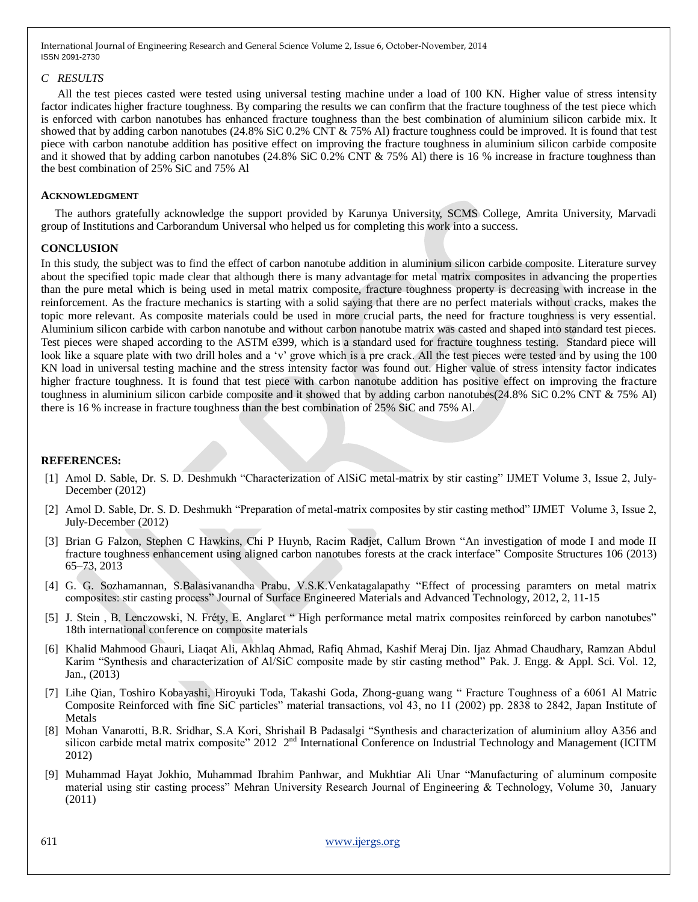### *C RESULTS*

All the test pieces casted were tested using universal testing machine under a load of 100 KN. Higher value of stress intensity factor indicates higher fracture toughness. By comparing the results we can confirm that the fracture toughness of the test piece which is enforced with carbon nanotubes has enhanced fracture toughness than the best combination of aluminium silicon carbide mix. It showed that by adding carbon nanotubes (24.8% SiC 0.2% CNT & 75% Al) fracture toughness could be improved. It is found that test piece with carbon nanotube addition has positive effect on improving the fracture toughness in aluminium silicon carbide composite and it showed that by adding carbon nanotubes (24.8% SiC 0.2% CNT & 75% Al) there is 16 % increase in fracture toughness than the best combination of 25% SiC and 75% Al

## ACKNOWLEDGMENT

The authors gratefully acknowledge the support provided by Karunya University, SCMS College, Amrita University, Marvadi group of Institutions and Carborandum Universal who helped us for completing this work into a success.

## CONCLUSION

In this study, the subject was to find the effect of carbon nanotube addition in aluminium silicon carbide composite. Literature survey about the specified topic made clear that although there is many advantage for metal matrix composites in advancing the properties than the pure metal which is being used in metal matrix composite, fracture toughness property is decreasing with increase in the reinforcement. As the fracture mechanics is starting with a solid saying that there are no perfect materials without cracks, makes the topic more relevant. As composite materials could be used in more crucial parts, the need for fracture toughness is very essential. Aluminium silicon carbide with carbon nanotube and without carbon nanotube matrix was casted and shaped into standard test pieces. Test pieces were shaped according to the ASTM e399, which is a standard used for fracture toughness testing. Standard piece will look like a square plate with two drill holes and a 'v' grove which is a pre crack. All the test pieces were tested and by using the 100 KN load in universal testing machine and the stress intensity factor was found out. Higher value of stress intensity factor indicates higher fracture toughness. It is found that test piece with carbon nanotube addition has positive effect on improving the fracture toughness in aluminium silicon carbide composite and it showed that by adding carbon nanotubes(24.8% SiC 0.2% CNT & 75% Al) there is 16 % increase in fracture toughness than the best combination of 25% SiC and 75% Al.

## REFERENCES:

[1] Amol D. Sable, Dr. S. D. Deshmukh "Characterization of AlSiC metal-matrix by stir casting" IJMET Volume 3, Issue 2, July-December (2012)

[2] Amol D. Sable, Dr. S. D. Deshmukh "Preparation of metal-matrix composites by stir casting method" IJMET Volume 3, Issue 2, July-December (2012)

[3] Brian G Falzon, Stephen C Hawkins, Chi P Huynb, Racim Radjet, Callum Brown "An investigation of mode I and mode II fracture toughness enhancement using aligned carbon nanotubes forests at the crack interface" Composite Structures 106 (2013) 65–73, 2013

[4] G. G. Sozhamannan, S.Balasivanandha Prabu, V.S.K.Venkatagalapathy "Effect of processing paramters on metal matrix composites: stir casting process" Journal of Surface Engineered Materials and Advanced Technology, 2012, 2, 11-15

[5] J. Stein , B. Lenczowski, N. Fréty, E. Anglaret " High performance metal matrix composites reinforced by carbon nanotubes" 18th international conference on composite materials

[6] Khalid Mahmood Ghauri, Liaqat Ali, Akhlaq Ahmad, Rafiq Ahmad, Kashif Meraj Din. Ijaz Ahmad Chaudhary, Ramzan Abdul Karim "Synthesis and characterization of Al/SiC composite made by stir casting method" Pak. J. Engg. & Appl. Sci. Vol. 12, Jan., (2013)

[7] Lihe Qian, Toshiro Kobayashi, Hiroyuki Toda, Takashi Goda, Zhong-guang wang " Fracture Toughness of a 6061 Al Matric Composite Reinforced with fine SiC particles" material transactions, vol 43, no 11 (2002) pp. 2838 to 2842, Japan Institute of Metals

[8] Mohan Vanarotti, B.R. Sridhar, S.A Kori, Shrishail B Padasalgi "Synthesis and characterization of aluminium alloy A356 and silicon carbide metal matrix composite" 2012 2nd International Conference on Industrial Technology and Management (ICITM 2012)

[9] Muhammad Hayat Jokhio, Muhammad Ibrahim Panhwar, and Mukhtiar Ali Unar "Manufacturing of aluminum composite material using stir casting process" Mehran University Research Journal of Engineering & Technology, Volume 30, January (2011)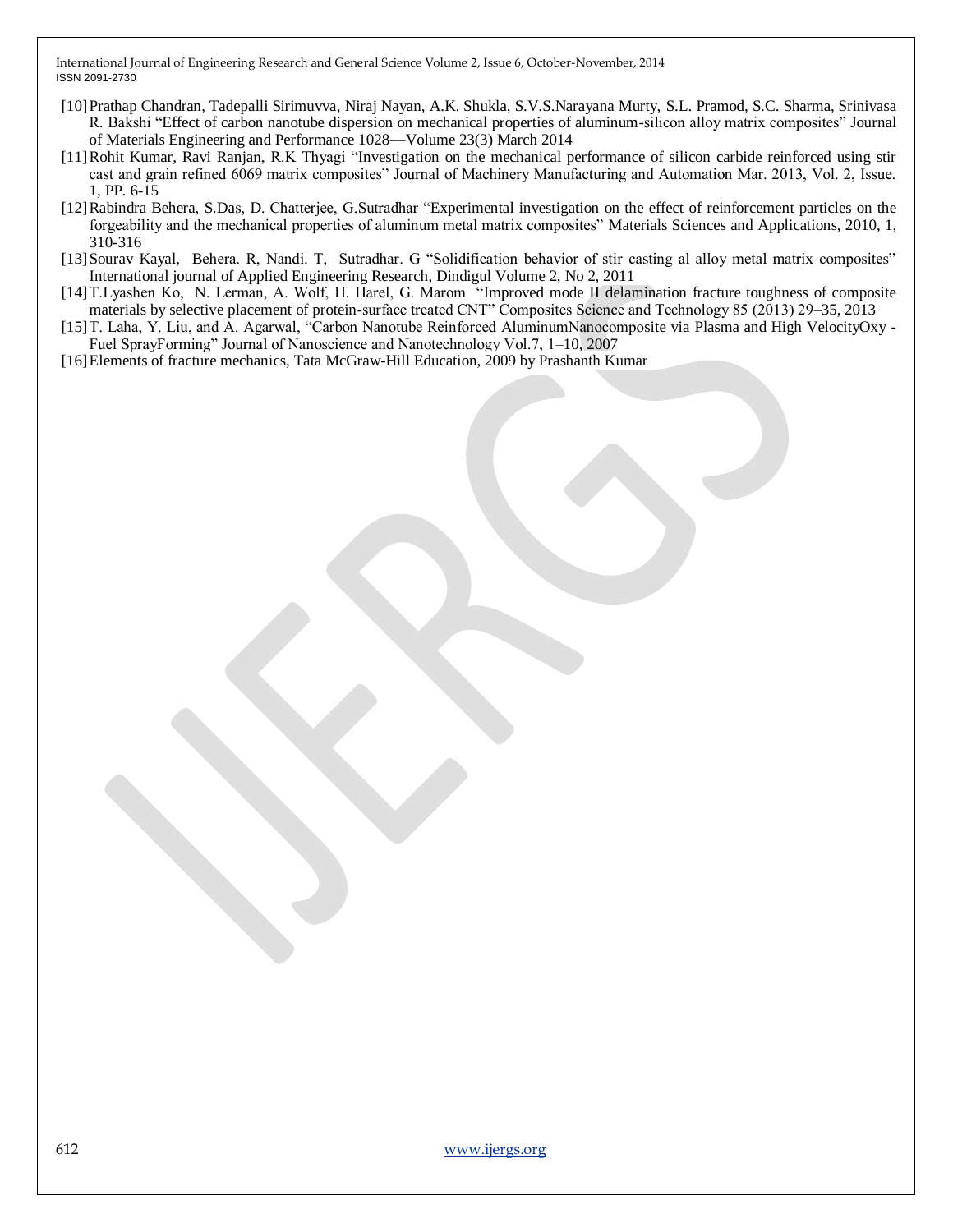[10] Prathap Chandran, Tadepalli Sirimuvva, Niraj Nayan, A.K. Shukla, S.V.S.Narayana Murty, S.L. Pramod, S.C. Sharma, Srinivasa R. Bakshi "Effect of carbon nanotube dispersion on mechanical properties of aluminum-silicon alloy matrix composites" Journal of Materials Engineering and Performance 1028—Volume 23(3) March 2014

[11] Rohit Kumar, Ravi Ranjan, R.K Thyagi "Investigation on the mechanical performance of silicon carbide reinforced using stir cast and grain refined 6069 matrix composites" Journal of Machinery Manufacturing and Automation Mar. 2013, Vol. 2, Issue. 1, PP. 6-15

[12] Rabindra Behera, S.Das, D. Chatterjee, G.Sutradhar "Experimental investigation on the effect of reinforcement particles on the forgeability and the mechanical properties of aluminum metal matrix composites" Materials Sciences and Applications, 2010, 1, 310-316

[13] Sourav Kayal, Behera. R, Nandi. T, Sutradhar. G "Solidification behavior of stir casting al alloy metal matrix composites" International journal of Applied Engineering Research, Dindigul Volume 2, No 2, 2011

[14] T.Lyashen Ko, N. Lerman, A. Wolf, H. Harel, G. Marom "Improved mode II delamination fracture toughness of composite materials by selective placement of protein-surface treated CNT" Composites Science and Technology 85 (2013) 29–35, 2013

[15] T. Laha, Y. Liu, and A. Agarwal, "Carbon Nanotube Reinforced AluminumNanocomposite via Plasma and High VelocityOxy - Fuel SprayForming" Journal of Nanoscience and Nanotechnology Vol.7, 1–10, 2007

[16] Elements of fracture mechanics, Tata McGraw-Hill Education, 2009 by Prashanth Kumar